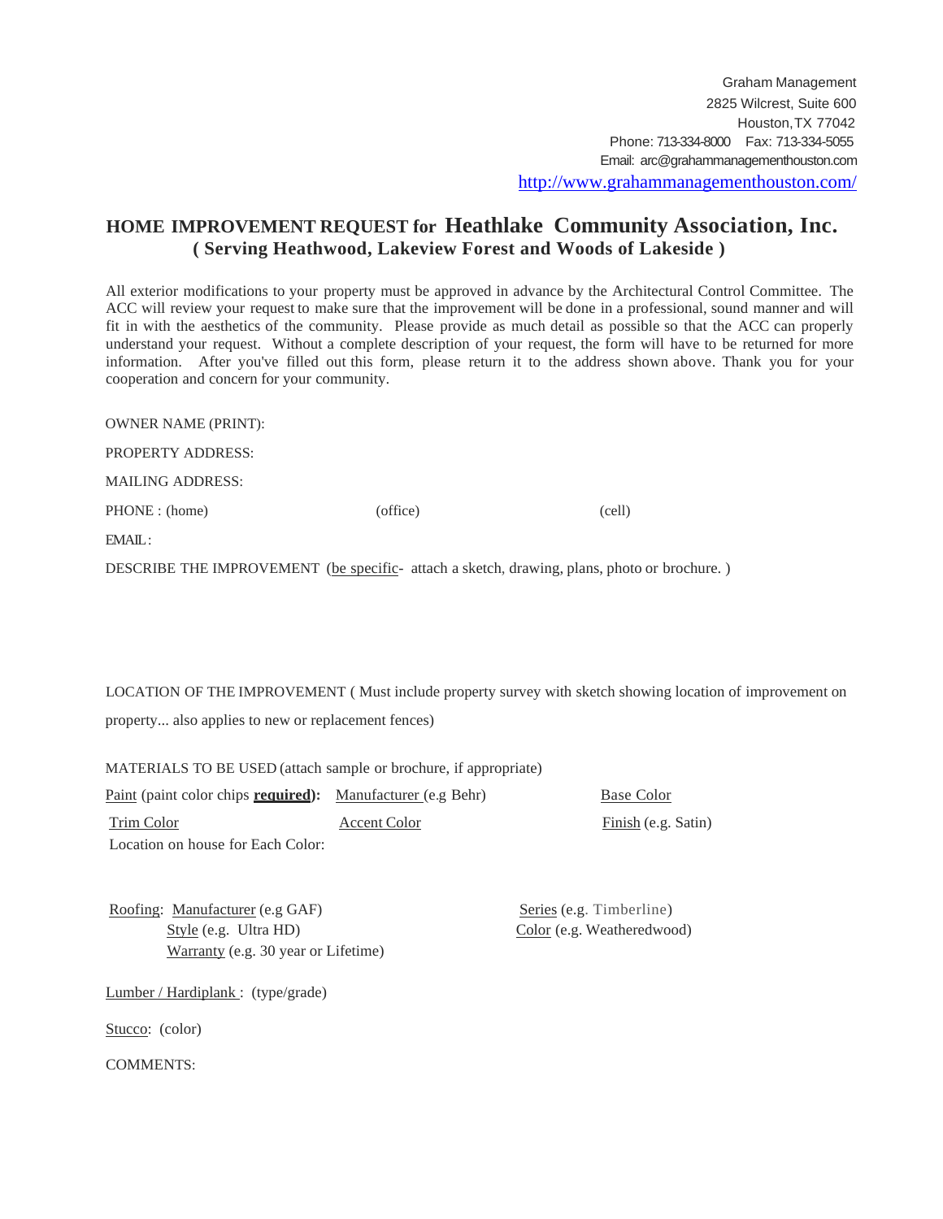Graham Management
2825 Wilcrest, Suite 600
Houston, TX 77042
Phone: 713-334-8000 Fax: 713-334-5055
Email: arc@grahammanagementhouston.com
http://www.grahammanagementhouston.com/

# HOME IMPROVEMENT REQUEST for Heathlake Community Association, Inc.

## ( Serving Heathwood, Lakeview Forest and Woods of Lakeside )

All exterior modifications to your property must be approved in advance by the Architectural Control Committee. The ACC will review your request to make sure that the improvement will be done in a professional, sound manner and will fit in with the aesthetics of the community. Please provide as much detail as possible so that the ACC can properly understand your request. Without a complete description of your request, the form will have to be returned for more information. After you've filled out this form, please return it to the address shown above. Thank you for your cooperation and concern for your community.

OWNER NAME (PRINT):

PROPERTY ADDRESS:

MAILING ADDRESS:

PHONE : (home) (office) (cell)

EMAIL:

DESCRIBE THE IMPROVEMENT (be specific- attach a sketch, drawing, plans, photo or brochure. )

LOCATION OF THE IMPROVEMENT ( Must include property survey with sketch showing location of improvement on property... also applies to new or replacement fences)

MATERIALS TO BE USED (attach sample or brochure, if appropriate)

Paint (paint color chips **required**): Manufacturer (e.g Behr) Base Color

Trim Color Accent Color Finish (e.g. Satin)

Location on house for Each Color:

Roofing: Manufacturer (e.g GAF) Series (e.g. Timberline)

Style (e.g. Ultra HD) Color (e.g. Weatheredwood)

Warranty (e.g. 30 year or Lifetime)

Lumber / Hardiplank : (type/grade)

Stucco: (color)

COMMENTS: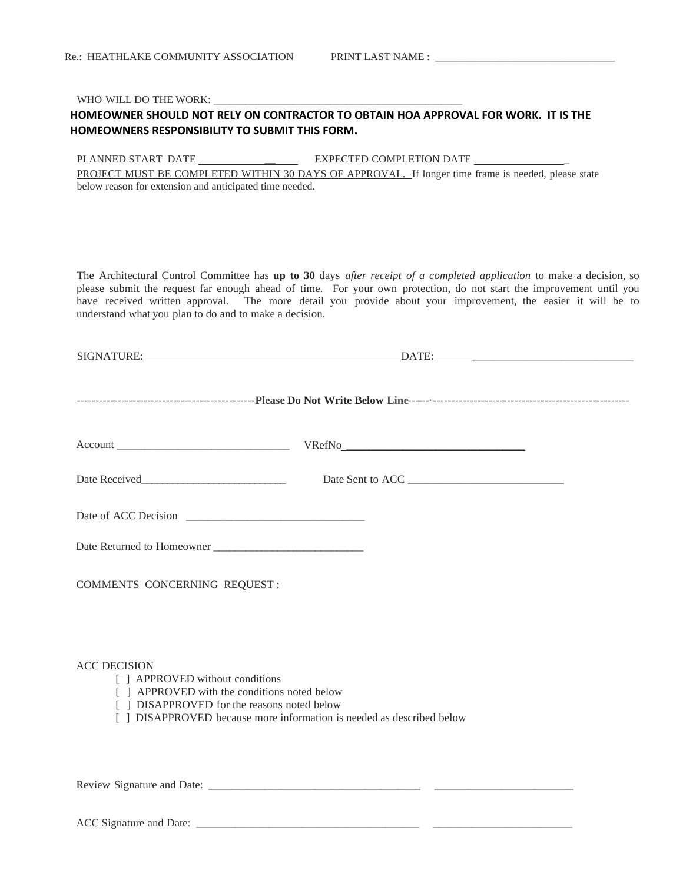Re.: HEATHLAKE COMMUNITY ASSOCIATION PRINT LAST NAME : ________________________________

WHO WILL DO THE WORK: ______________________________________________

**HOMEOWNER SHOULD NOT RELY ON CONTRACTOR TO OBTAIN HOA APPROVAL FOR WORK. IT IS THE HOMEOWNERS RESPONSIBILITY TO SUBMIT THIS FORM.**

PLANNED START DATE ______________ EXPECTED COMPLETION DATE ________________

PROJECT MUST BE COMPLETED WITHIN 30 DAYS OF APPROVAL. If longer time frame is needed, please state below reason for extension and anticipated time needed.

The Architectural Control Committee has **up to 30** days *after receipt of a completed application* to make a decision, so please submit the request far enough ahead of time. For your own protection, do not start the improvement until you have received written approval. The more detail you provide about your improvement, the easier it will be to understand what you plan to do and to make a decision.

SIGNATURE: ______________________________________________DATE: ______________________________

------------------------------------------------**Please Do Not Write Below Line**------------------------------------------------

Account _______________________________ VRefNo________________________________

Date Received__________________________ Date Sent to ACC ___________________________

Date of ACC Decision ________________________________

Date Returned to Homeowner ___________________________

COMMENTS CONCERNING REQUEST :

ACC DECISION

- [ ] APPROVED without conditions
- [ ] APPROVED with the conditions noted below
- [ ] DISAPPROVED for the reasons noted below
- [ ] DISAPPROVED because more information is needed as described below

Review Signature and Date: ______________________________________ _________________________

ACC Signature and Date: ________________________________________ _________________________